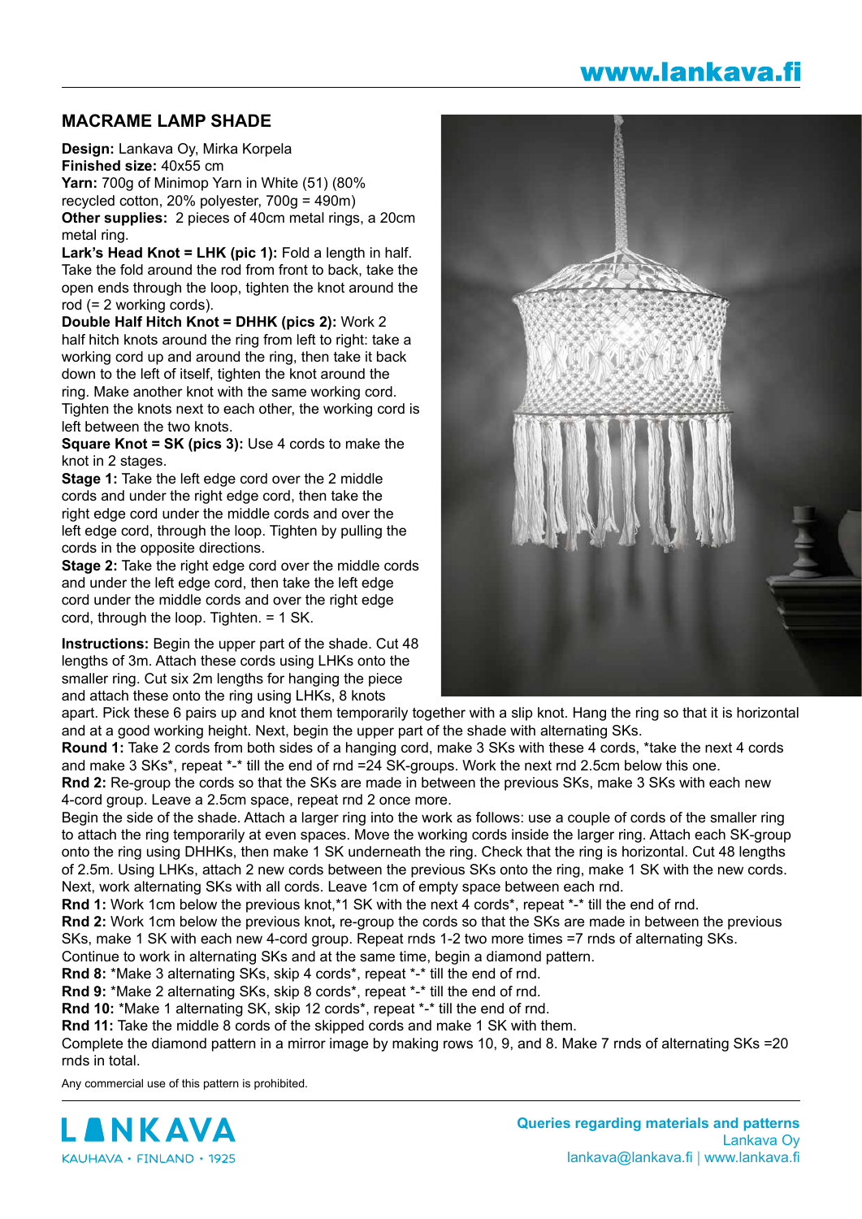## MACRAME LAMP SHADE

**Design:** Lankava Oy, Mirka Korpela
**Finished size:** 40x55 cm
**Yarn:** 700g of Minimop Yarn in White (51) (80% recycled cotton, 20% polyester, 700g = 490m)
**Other supplies:** 2 pieces of 40cm metal rings, a 20cm metal ring.

**Lark's Head Knot = LHK (pic 1):** Fold a length in half. Take the fold around the rod from front to back, take the open ends through the loop, tighten the knot around the rod (= 2 working cords).

**Double Half Hitch Knot = DHHK (pics 2):** Work 2 half hitch knots around the ring from left to right: take a working cord up and around the ring, then take it back down to the left of itself, tighten the knot around the ring. Make another knot with the same working cord. Tighten the knots next to each other, the working cord is left between the two knots.

**Square Knot = SK (pics 3):** Use 4 cords to make the knot in 2 stages.

**Stage 1:** Take the left edge cord over the 2 middle cords and under the right edge cord, then take the right edge cord under the middle cords and over the left edge cord, through the loop. Tighten by pulling the cords in the opposite directions.

**Stage 2:** Take the right edge cord over the middle cords and under the left edge cord, then take the left edge cord under the middle cords and over the right edge cord, through the loop. Tighten. = 1 SK.

**Instructions:** Begin the upper part of the shade. Cut 48 lengths of 3m. Attach these cords using LHKs onto the smaller ring. Cut six 2m lengths for hanging the piece and attach these onto the ring using LHKs, 8 knots apart. Pick these 6 pairs up and knot them temporarily together with a slip knot. Hang the ring so that it is horizontal and at a good working height. Next, begin the upper part of the shade with alternating SKs.

**Round 1:** Take 2 cords from both sides of a hanging cord, make 3 SKs with these 4 cords, *take the next 4 cords and make 3 SKs*, repeat *-* till the end of rnd =24 SK-groups. Work the next rnd 2.5cm below this one.

**Rnd 2:** Re-group the cords so that the SKs are made in between the previous SKs, make 3 SKs with each new 4-cord group. Leave a 2.5cm space, repeat rnd 2 once more.

Begin the side of the shade. Attach a larger ring into the work as follows: use a couple of cords of the smaller ring to attach the ring temporarily at even spaces. Move the working cords inside the larger ring. Attach each SK-group onto the ring using DHHKs, then make 1 SK underneath the ring. Check that the ring is horizontal. Cut 48 lengths of 2.5m. Using LHKs, attach 2 new cords between the previous SKs onto the ring, make 1 SK with the new cords. Next, work alternating SKs with all cords. Leave 1cm of empty space between each rnd.

**Rnd 1:** Work 1cm below the previous knot,*1 SK with the next 4 cords*, repeat *-* till the end of rnd.

**Rnd 2:** Work 1cm below the previous knot**,** re-group the cords so that the SKs are made in between the previous SKs, make 1 SK with each new 4-cord group. Repeat rnds 1-2 two more times =7 rnds of alternating SKs.

Continue to work in alternating SKs and at the same time, begin a diamond pattern.

**Rnd 8:** *Make 3 alternating SKs, skip 4 cords*, repeat *-* till the end of rnd.

**Rnd 9:** *Make 2 alternating SKs, skip 8 cords*, repeat *-* till the end of rnd.

**Rnd 10:** *Make 1 alternating SK, skip 12 cords*, repeat *-* till the end of rnd.

**Rnd 11:** Take the middle 8 cords of the skipped cords and make 1 SK with them.

Complete the diamond pattern in a mirror image by making rows 10, 9, and 8. Make 7 rnds of alternating SKs =20 rnds in total.

Any commercial use of this pattern is prohibited.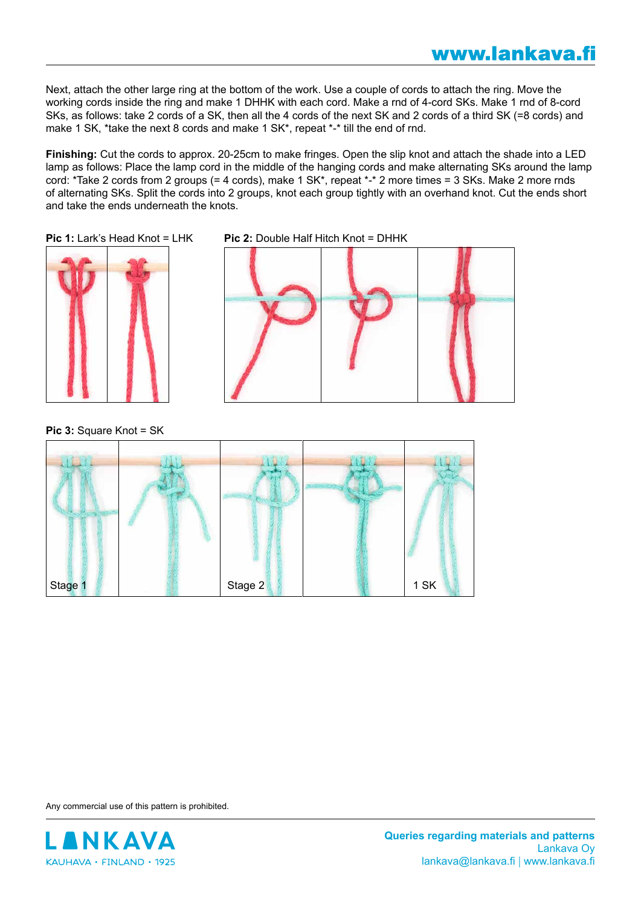Next, attach the other large ring at the bottom of the work. Use a couple of cords to attach the ring. Move the working cords inside the ring and make 1 DHHK with each cord. Make a rnd of 4-cord SKs. Make 1 rnd of 8-cord SKs, as follows: take 2 cords of a SK, then all the 4 cords of the next SK and 2 cords of a third SK (=8 cords) and make 1 SK, *take the next 8 cords and make 1 SK*, repeat *-* till the end of rnd.

**Finishing:** Cut the cords to approx. 20-25cm to make fringes. Open the slip knot and attach the shade into a LED lamp as follows: Place the lamp cord in the middle of the hanging cords and make alternating SKs around the lamp cord: *Take 2 cords from 2 groups (= 4 cords), make 1 SK*, repeat *-* 2 more times = 3 SKs. Make 2 more rnds of alternating SKs. Split the cords into 2 groups, knot each group tightly with an overhand knot. Cut the ends short and take the ends underneath the knots.

**Pic 1:** Lark's Head Knot = LHK

**Pic 2:** Double Half Hitch Knot = DHHK

**Pic 3:** Square Knot = SK

Stage 1

Stage 2

1 SK

Any commercial use of this pattern is prohibited.

LANKAVA
KAUHAVA • FINLAND • 1925

**Queries regarding materials and patterns**
Lankava Oy
lankava@lankava.fi | www.lankava.fi